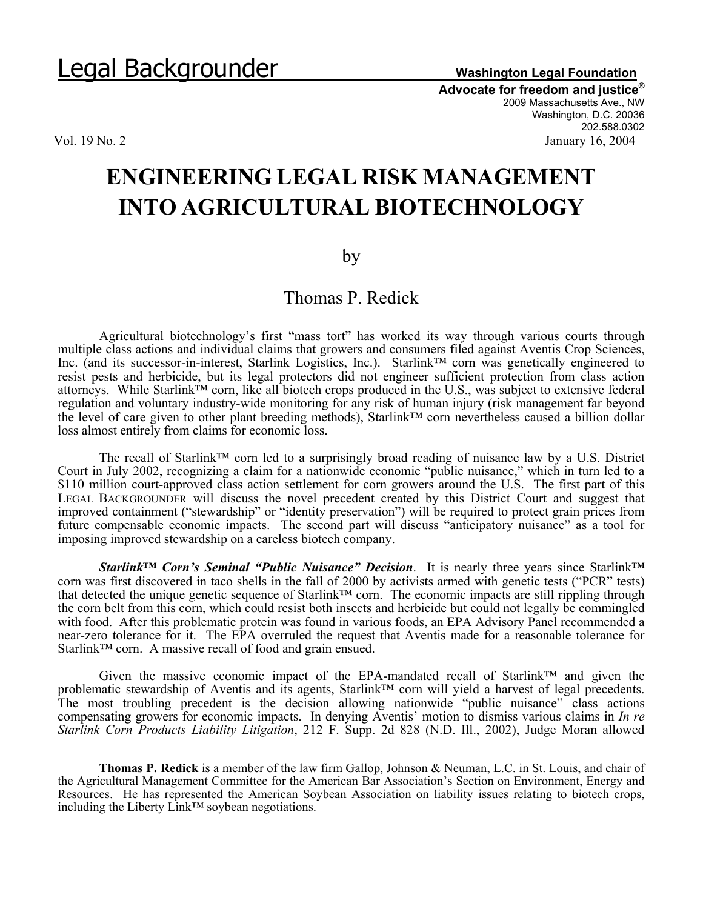Legal Backgrounder

**Washington Legal Foundation**
**Advocate for freedom and justice®**
2009 Massachusetts Ave., NW
Washington, D.C. 20036
202.588.0302

Vol. 19 No. 2 January 16, 2004

# ENGINEERING LEGAL RISK MANAGEMENT INTO AGRICULTURAL BIOTECHNOLOGY

by

Thomas P. Redick

Agricultural biotechnology's first "mass tort" has worked its way through various courts through multiple class actions and individual claims that growers and consumers filed against Aventis Crop Sciences, Inc. (and its successor-in-interest, Starlink Logistics, Inc.). Starlink™ corn was genetically engineered to resist pests and herbicide, but its legal protectors did not engineer sufficient protection from class action attorneys. While Starlink™ corn, like all biotech crops produced in the U.S., was subject to extensive federal regulation and voluntary industry-wide monitoring for any risk of human injury (risk management far beyond the level of care given to other plant breeding methods), Starlink™ corn nevertheless caused a billion dollar loss almost entirely from claims for economic loss.

The recall of Starlink™ corn led to a surprisingly broad reading of nuisance law by a U.S. District Court in July 2002, recognizing a claim for a nationwide economic "public nuisance," which in turn led to a $110 million court-approved class action settlement for corn growers around the U.S. The first part of this LEGAL BACKGROUNDER will discuss the novel precedent created by this District Court and suggest that improved containment ("stewardship" or "identity preservation") will be required to protect grain prices from future compensable economic impacts. The second part will discuss "anticipatory nuisance" as a tool for imposing improved stewardship on a careless biotech company.

***Starlink™ Corn's Seminal "Public Nuisance" Decision***. It is nearly three years since Starlink™ corn was first discovered in taco shells in the fall of 2000 by activists armed with genetic tests ("PCR" tests) that detected the unique genetic sequence of Starlink™ corn. The economic impacts are still rippling through the corn belt from this corn, which could resist both insects and herbicide but could not legally be commingled with food. After this problematic protein was found in various foods, an EPA Advisory Panel recommended a near-zero tolerance for it. The EPA overruled the request that Aventis made for a reasonable tolerance for Starlink™ corn. A massive recall of food and grain ensued.

Given the massive economic impact of the EPA-mandated recall of Starlink™ and given the problematic stewardship of Aventis and its agents, Starlink™ corn will yield a harvest of legal precedents. The most troubling precedent is the decision allowing nationwide "public nuisance" class actions compensating growers for economic impacts. In denying Aventis' motion to dismiss various claims in *In re Starlink Corn Products Liability Litigation*, 212 F. Supp. 2d 828 (N.D. Ill., 2002), Judge Moran allowed

---

**Thomas P. Redick** is a member of the law firm Gallop, Johnson & Neuman, L.C. in St. Louis, and chair of the Agricultural Management Committee for the American Bar Association's Section on Environment, Energy and Resources. He has represented the American Soybean Association on liability issues relating to biotech crops, including the Liberty Link™ soybean negotiations.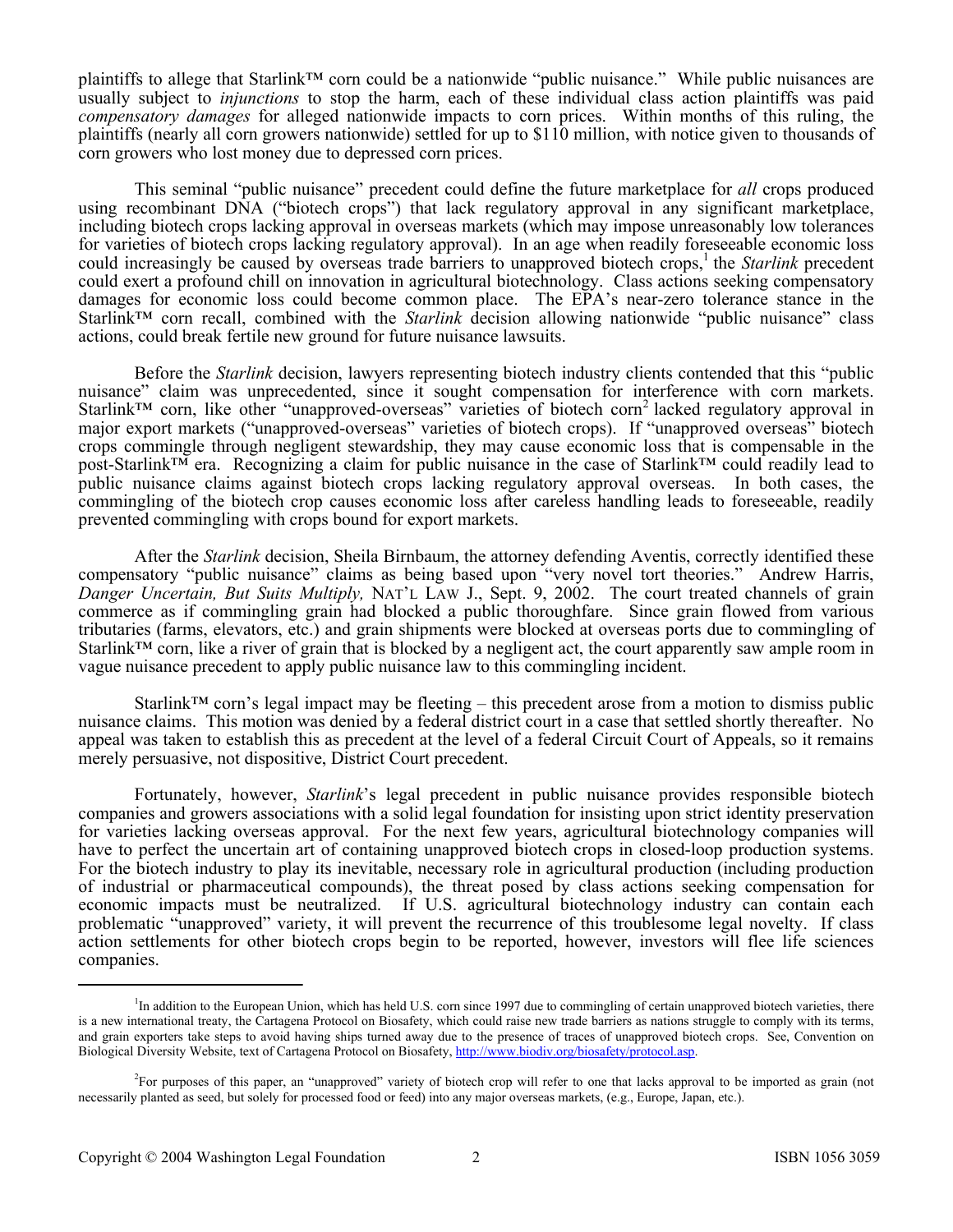plaintiffs to allege that Starlink™ corn could be a nationwide "public nuisance." While public nuisances are usually subject to *injunctions* to stop the harm, each of these individual class action plaintiffs was paid *compensatory damages* for alleged nationwide impacts to corn prices. Within months of this ruling, the plaintiffs (nearly all corn growers nationwide) settled for up to $110 million, with notice given to thousands of corn growers who lost money due to depressed corn prices.

This seminal "public nuisance" precedent could define the future marketplace for *all* crops produced using recombinant DNA ("biotech crops") that lack regulatory approval in any significant marketplace, including biotech crops lacking approval in overseas markets (which may impose unreasonably low tolerances for varieties of biotech crops lacking regulatory approval). In an age when readily foreseeable economic loss could increasingly be caused by overseas trade barriers to unapproved biotech crops,[1] the *Starlink* precedent could exert a profound chill on innovation in agricultural biotechnology. Class actions seeking compensatory damages for economic loss could become common place. The EPA's near-zero tolerance stance in the Starlink™ corn recall, combined with the *Starlink* decision allowing nationwide "public nuisance" class actions, could break fertile new ground for future nuisance lawsuits.

Before the *Starlink* decision, lawyers representing biotech industry clients contended that this "public nuisance" claim was unprecedented, since it sought compensation for interference with corn markets. Starlink™ corn, like other "unapproved-overseas" varieties of biotech corn[2] lacked regulatory approval in major export markets ("unapproved-overseas" varieties of biotech crops). If "unapproved overseas" biotech crops commingle through negligent stewardship, they may cause economic loss that is compensable in the post-Starlink™ era. Recognizing a claim for public nuisance in the case of Starlink™ could readily lead to public nuisance claims against biotech crops lacking regulatory approval overseas. In both cases, the commingling of the biotech crop causes economic loss after careless handling leads to foreseeable, readily prevented commingling with crops bound for export markets.

After the *Starlink* decision, Sheila Birnbaum, the attorney defending Aventis, correctly identified these compensatory "public nuisance" claims as being based upon "very novel tort theories." Andrew Harris, *Danger Uncertain, But Suits Multiply,* NAT'L LAW J., Sept. 9, 2002. The court treated channels of grain commerce as if commingling grain had blocked a public thoroughfare. Since grain flowed from various tributaries (farms, elevators, etc.) and grain shipments were blocked at overseas ports due to commingling of Starlink™ corn, like a river of grain that is blocked by a negligent act, the court apparently saw ample room in vague nuisance precedent to apply public nuisance law to this commingling incident.

Starlink™ corn's legal impact may be fleeting – this precedent arose from a motion to dismiss public nuisance claims. This motion was denied by a federal district court in a case that settled shortly thereafter. No appeal was taken to establish this as precedent at the level of a federal Circuit Court of Appeals, so it remains merely persuasive, not dispositive, District Court precedent.

Fortunately, however, *Starlink*'s legal precedent in public nuisance provides responsible biotech companies and growers associations with a solid legal foundation for insisting upon strict identity preservation for varieties lacking overseas approval. For the next few years, agricultural biotechnology companies will have to perfect the uncertain art of containing unapproved biotech crops in closed-loop production systems. For the biotech industry to play its inevitable, necessary role in agricultural production (including production of industrial or pharmaceutical compounds), the threat posed by class actions seeking compensation for economic impacts must be neutralized. If U.S. agricultural biotechnology industry can contain each problematic "unapproved" variety, it will prevent the recurrence of this troublesome legal novelty. If class action settlements for other biotech crops begin to be reported, however, investors will flee life sciences companies.

---

[1] In addition to the European Union, which has held U.S. corn since 1997 due to commingling of certain unapproved biotech varieties, there is a new international treaty, the Cartagena Protocol on Biosafety, which could raise new trade barriers as nations struggle to comply with its terms, and grain exporters take steps to avoid having ships turned away due to the presence of traces of unapproved biotech crops. See, Convention on Biological Diversity Website, text of Cartagena Protocol on Biosafety, http://www.biodiv.org/biosafety/protocol.asp.

[2] For purposes of this paper, an "unapproved" variety of biotech crop will refer to one that lacks approval to be imported as grain (not necessarily planted as seed, but solely for processed food or feed) into any major overseas markets, (e.g., Europe, Japan, etc.).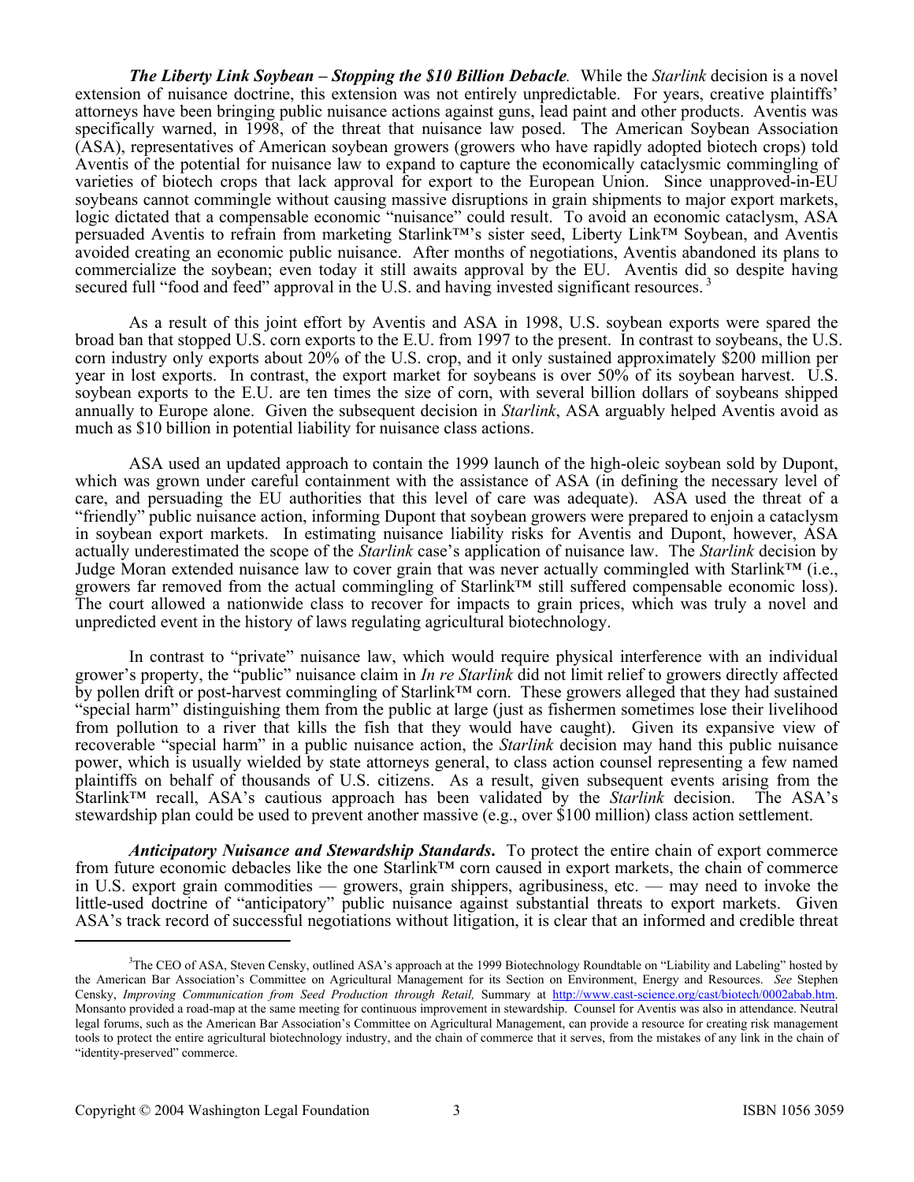***The Liberty Link Soybean – Stopping the $10 Billion Debacle*.** While the *Starlink* decision is a novel extension of nuisance doctrine, this extension was not entirely unpredictable. For years, creative plaintiffs' attorneys have been bringing public nuisance actions against guns, lead paint and other products. Aventis was specifically warned, in 1998, of the threat that nuisance law posed. The American Soybean Association (ASA), representatives of American soybean growers (growers who have rapidly adopted biotech crops) told Aventis of the potential for nuisance law to expand to capture the economically cataclysmic commingling of varieties of biotech crops that lack approval for export to the European Union. Since unapproved-in-EU soybeans cannot commingle without causing massive disruptions in grain shipments to major export markets, logic dictated that a compensable economic "nuisance" could result. To avoid an economic cataclysm, ASA persuaded Aventis to refrain from marketing Starlink™'s sister seed, Liberty Link™ Soybean, and Aventis avoided creating an economic public nuisance. After months of negotiations, Aventis abandoned its plans to commercialize the soybean; even today it still awaits approval by the EU. Aventis did so despite having secured full "food and feed" approval in the U.S. and having invested significant resources.[3]

As a result of this joint effort by Aventis and ASA in 1998, U.S. soybean exports were spared the broad ban that stopped U.S. corn exports to the E.U. from 1997 to the present. In contrast to soybeans, the U.S. corn industry only exports about 20% of the U.S. crop, and it only sustained approximately $200 million per year in lost exports. In contrast, the export market for soybeans is over 50% of its soybean harvest. U.S. soybean exports to the E.U. are ten times the size of corn, with several billion dollars of soybeans shipped annually to Europe alone. Given the subsequent decision in *Starlink*, ASA arguably helped Aventis avoid as much as $10 billion in potential liability for nuisance class actions.

ASA used an updated approach to contain the 1999 launch of the high-oleic soybean sold by Dupont, which was grown under careful containment with the assistance of ASA (in defining the necessary level of care, and persuading the EU authorities that this level of care was adequate). ASA used the threat of a "friendly" public nuisance action, informing Dupont that soybean growers were prepared to enjoin a cataclysm in soybean export markets. In estimating nuisance liability risks for Aventis and Dupont, however, ASA actually underestimated the scope of the *Starlink* case's application of nuisance law. The *Starlink* decision by Judge Moran extended nuisance law to cover grain that was never actually commingled with Starlink™ (i.e., growers far removed from the actual commingling of Starlink™ still suffered compensable economic loss). The court allowed a nationwide class to recover for impacts to grain prices, which was truly a novel and unpredicted event in the history of laws regulating agricultural biotechnology.

In contrast to "private" nuisance law, which would require physical interference with an individual grower's property, the "public" nuisance claim in *In re Starlink* did not limit relief to growers directly affected by pollen drift or post-harvest commingling of Starlink™ corn. These growers alleged that they had sustained "special harm" distinguishing them from the public at large (just as fishermen sometimes lose their livelihood from pollution to a river that kills the fish that they would have caught). Given its expansive view of recoverable "special harm" in a public nuisance action, the *Starlink* decision may hand this public nuisance power, which is usually wielded by state attorneys general, to class action counsel representing a few named plaintiffs on behalf of thousands of U.S. citizens. As a result, given subsequent events arising from the Starlink™ recall, ASA's cautious approach has been validated by the *Starlink* decision. The ASA's stewardship plan could be used to prevent another massive (e.g., over $100 million) class action settlement.

***Anticipatory Nuisance and Stewardship Standards*.** To protect the entire chain of export commerce from future economic debacles like the one Starlink™ corn caused in export markets, the chain of commerce in U.S. export grain commodities — growers, grain shippers, agribusiness, etc. — may need to invoke the little-used doctrine of "anticipatory" public nuisance against substantial threats to export markets. Given ASA's track record of successful negotiations without litigation, it is clear that an informed and credible threat

---

[3] The CEO of ASA, Steven Censky, outlined ASA's approach at the 1999 Biotechnology Roundtable on "Liability and Labeling" hosted by the American Bar Association's Committee on Agricultural Management for its Section on Environment, Energy and Resources. *See* Stephen Censky, *Improving Communication from Seed Production through Retail,* Summary at http://www.cast-science.org/cast/biotech/0002abab.htm. Monsanto provided a road-map at the same meeting for continuous improvement in stewardship. Counsel for Aventis was also in attendance. Neutral legal forums, such as the American Bar Association's Committee on Agricultural Management, can provide a resource for creating risk management tools to protect the entire agricultural biotechnology industry, and the chain of commerce that it serves, from the mistakes of any link in the chain of "identity-preserved" commerce.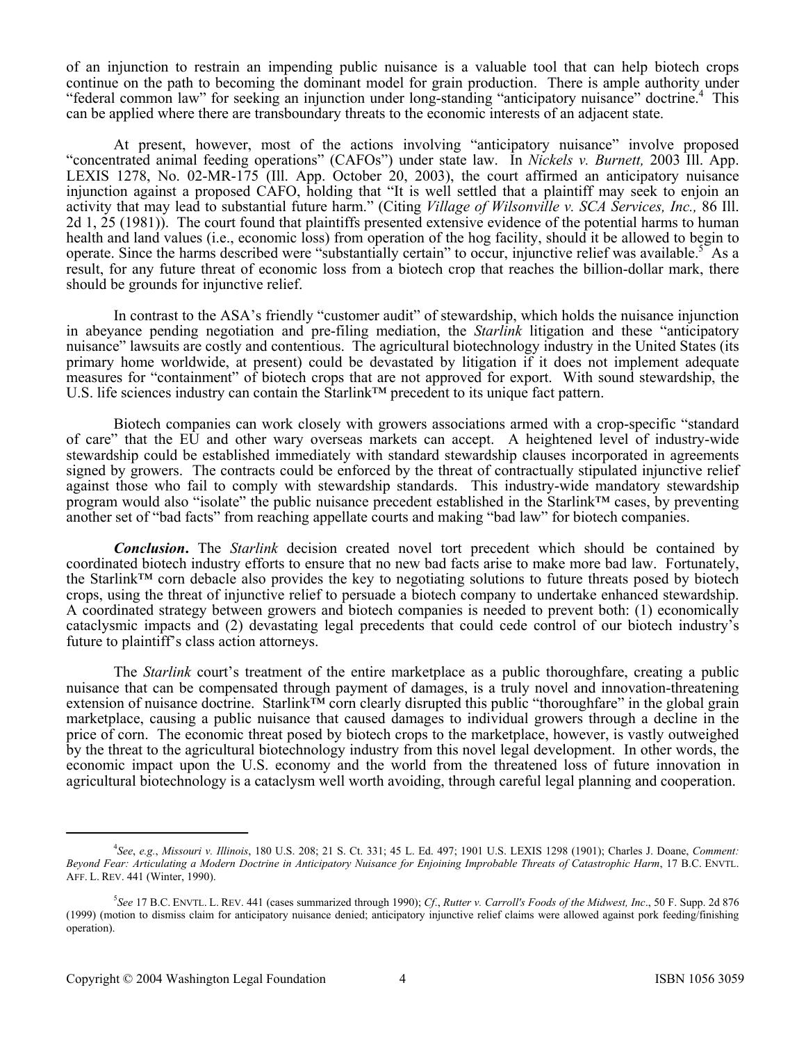of an injunction to restrain an impending public nuisance is a valuable tool that can help biotech crops continue on the path to becoming the dominant model for grain production. There is ample authority under "federal common law" for seeking an injunction under long-standing "anticipatory nuisance" doctrine.[4] This can be applied where there are transboundary threats to the economic interests of an adjacent state.

At present, however, most of the actions involving "anticipatory nuisance" involve proposed "concentrated animal feeding operations" ("CAFOs") under state law. In *Nickels v. Burnett,* 2003 Ill. App. LEXIS 1278, No. 02-MR-175 (Ill. App. October 20, 2003), the court affirmed an anticipatory nuisance injunction against a proposed CAFO, holding that "It is well settled that a plaintiff may seek to enjoin an activity that may lead to substantial future harm." (Citing *Village of Wilsonville v. SCA Services, Inc.,* 86 Ill. 2d 1, 25 (1981)). The court found that plaintiffs presented extensive evidence of the potential harms to human health and land values (i.e., economic loss) from operation of the hog facility, should it be allowed to begin to operate. Since the harms described were "substantially certain" to occur, injunctive relief was available.[5] As a result, for any future threat of economic loss from a biotech crop that reaches the billion-dollar mark, there should be grounds for injunctive relief.

In contrast to the ASA's friendly "customer audit" of stewardship, which holds the nuisance injunction in abeyance pending negotiation and pre-filing mediation, the *Starlink* litigation and these "anticipatory nuisance" lawsuits are costly and contentious. The agricultural biotechnology industry in the United States (its primary home worldwide, at present) could be devastated by litigation if it does not implement adequate measures for "containment" of biotech crops that are not approved for export. With sound stewardship, the U.S. life sciences industry can contain the Starlink™ precedent to its unique fact pattern.

Biotech companies can work closely with growers associations armed with a crop-specific "standard of care" that the EU and other wary overseas markets can accept. A heightened level of industry-wide stewardship could be established immediately with standard stewardship clauses incorporated in agreements signed by growers. The contracts could be enforced by the threat of contractually stipulated injunctive relief against those who fail to comply with stewardship standards. This industry-wide mandatory stewardship program would also "isolate" the public nuisance precedent established in the Starlink™ cases, by preventing another set of "bad facts" from reaching appellate courts and making "bad law" for biotech companies.

***Conclusion*.** The *Starlink* decision created novel tort precedent which should be contained by coordinated biotech industry efforts to ensure that no new bad facts arise to make more bad law. Fortunately, the Starlink™ corn debacle also provides the key to negotiating solutions to future threats posed by biotech crops, using the threat of injunctive relief to persuade a biotech company to undertake enhanced stewardship. A coordinated strategy between growers and biotech companies is needed to prevent both: (1) economically cataclysmic impacts and (2) devastating legal precedents that could cede control of our biotech industry's future to plaintiff's class action attorneys.

The *Starlink* court's treatment of the entire marketplace as a public thoroughfare, creating a public nuisance that can be compensated through payment of damages, is a truly novel and innovation-threatening extension of nuisance doctrine. Starlink™ corn clearly disrupted this public "thoroughfare" in the global grain marketplace, causing a public nuisance that caused damages to individual growers through a decline in the price of corn. The economic threat posed by biotech crops to the marketplace, however, is vastly outweighed by the threat to the agricultural biotechnology industry from this novel legal development. In other words, the economic impact upon the U.S. economy and the world from the threatened loss of future innovation in agricultural biotechnology is a cataclysm well worth avoiding, through careful legal planning and cooperation.

---

[4] *See*, *e.g.*, *Missouri v. Illinois*, 180 U.S. 208; 21 S. Ct. 331; 45 L. Ed. 497; 1901 U.S. LEXIS 1298 (1901); Charles J. Doane, *Comment: Beyond Fear: Articulating a Modern Doctrine in Anticipatory Nuisance for Enjoining Improbable Threats of Catastrophic Harm*, 17 B.C. ENVTL. AFF. L. REV. 441 (Winter, 1990).

[5] *See* 17 B.C. ENVTL. L. REV. 441 (cases summarized through 1990); *Cf.*, *Rutter v. Carroll's Foods of the Midwest, Inc*., 50 F. Supp. 2d 876 (1999) (motion to dismiss claim for anticipatory nuisance denied; anticipatory injunctive relief claims were allowed against pork feeding/finishing operation).

Copyright © 2004 Washington Legal Foundation ISBN 1056 3059